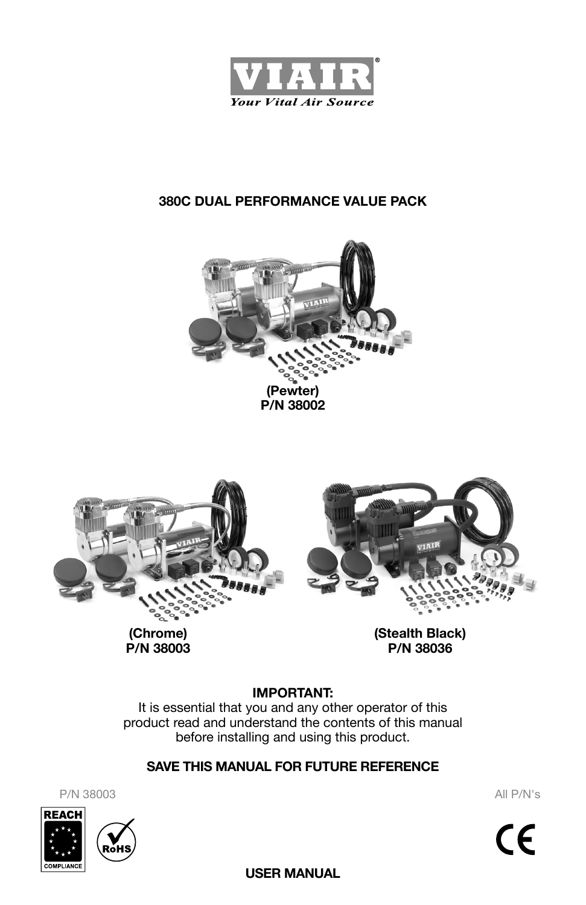VIAIR®

*Your Vital Air Source*

# 380C DUAL PERFORMANCE VALUE PACK

**(Pewter)**
**P/N 38002**

**(Chrome)**
**P/N 38003**

**(Stealth Black)**
**P/N 38036**

**IMPORTANT:**
It is essential that you and any other operator of this product read and understand the contents of this manual before installing and using this product.

**SAVE THIS MANUAL FOR FUTURE REFERENCE**

P/N 38003

All P/N's

REACH COMPLIANCE

RoHS

CE

**USER MANUAL**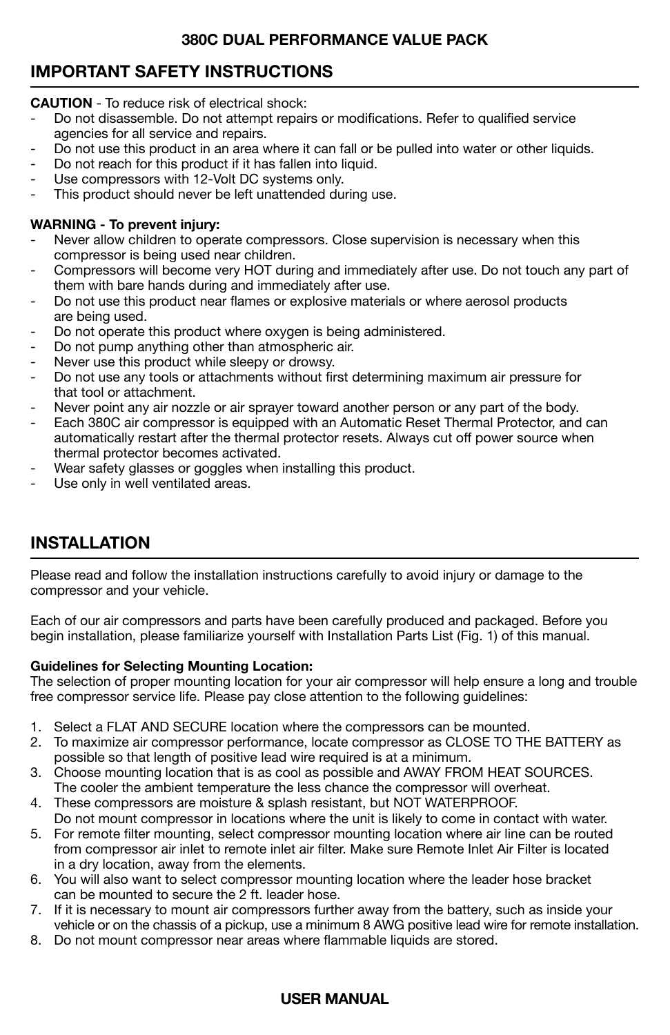## IMPORTANT SAFETY INSTRUCTIONS

**CAUTION** - To reduce risk of electrical shock:

- Do not disassemble. Do not attempt repairs or modifications. Refer to qualified service agencies for all service and repairs.
- Do not use this product in an area where it can fall or be pulled into water or other liquids.
- Do not reach for this product if it has fallen into liquid.
- Use compressors with 12-Volt DC systems only.
- This product should never be left unattended during use.

**WARNING - To prevent injury:**

- Never allow children to operate compressors. Close supervision is necessary when this compressor is being used near children.
- Compressors will become very HOT during and immediately after use. Do not touch any part of them with bare hands during and immediately after use.
- Do not use this product near flames or explosive materials or where aerosol products are being used.
- Do not operate this product where oxygen is being administered.
- Do not pump anything other than atmospheric air.
- Never use this product while sleepy or drowsy.
- Do not use any tools or attachments without first determining maximum air pressure for that tool or attachment.
- Never point any air nozzle or air sprayer toward another person or any part of the body.
- Each 380C air compressor is equipped with an Automatic Reset Thermal Protector, and can automatically restart after the thermal protector resets. Always cut off power source when thermal protector becomes activated.
- Wear safety glasses or goggles when installing this product.
- Use only in well ventilated areas.

## INSTALLATION

Please read and follow the installation instructions carefully to avoid injury or damage to the compressor and your vehicle.

Each of our air compressors and parts have been carefully produced and packaged. Before you begin installation, please familiarize yourself with Installation Parts List (Fig. 1) of this manual.

**Guidelines for Selecting Mounting Location:**
The selection of proper mounting location for your air compressor will help ensure a long and trouble free compressor service life. Please pay close attention to the following guidelines:

1. Select a FLAT AND SECURE location where the compressors can be mounted.
2. To maximize air compressor performance, locate compressor as CLOSE TO THE BATTERY as possible so that length of positive lead wire required is at a minimum.
3. Choose mounting location that is as cool as possible and AWAY FROM HEAT SOURCES. The cooler the ambient temperature the less chance the compressor will overheat.
4. These compressors are moisture & splash resistant, but NOT WATERPROOF. Do not mount compressor in locations where the unit is likely to come in contact with water.
5. For remote filter mounting, select compressor mounting location where air line can be routed from compressor air inlet to remote inlet air filter. Make sure Remote Inlet Air Filter is located in a dry location, away from the elements.
6. You will also want to select compressor mounting location where the leader hose bracket can be mounted to secure the 2 ft. leader hose.
7. If it is necessary to mount air compressors further away from the battery, such as inside your vehicle or on the chassis of a pickup, use a minimum 8 AWG positive lead wire for remote installation.
8. Do not mount compressor near areas where flammable liquids are stored.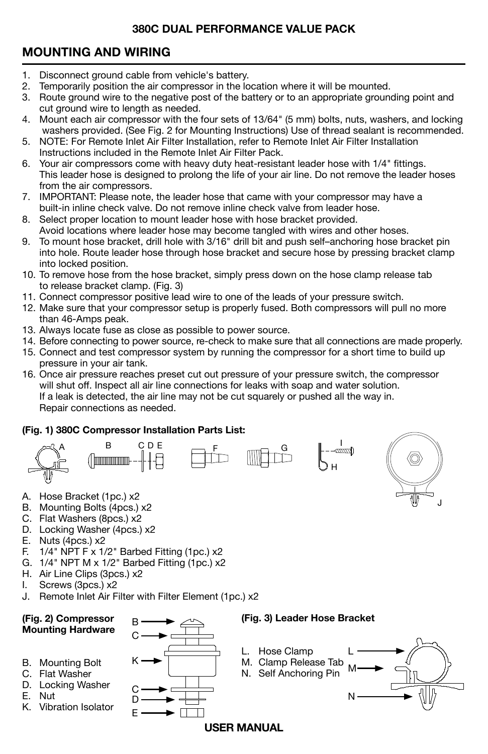**380C DUAL PERFORMANCE VALUE PACK**

## MOUNTING AND WIRING

1. Disconnect ground cable from vehicle's battery.
2. Temporarily position the air compressor in the location where it will be mounted.
3. Route ground wire to the negative post of the battery or to an appropriate grounding point and cut ground wire to length as needed.
4. Mount each air compressor with the four sets of 13/64" (5 mm) bolts, nuts, washers, and locking washers provided. (See Fig. 2 for Mounting Instructions) Use of thread sealant is recommended.
5. NOTE: For Remote Inlet Air Filter Installation, refer to Remote Inlet Air Filter Installation Instructions included in the Remote Inlet Air Filter Pack.
6. Your air compressors come with heavy duty heat-resistant leader hose with 1/4" fittings. This leader hose is designed to prolong the life of your air line. Do not remove the leader hoses from the air compressors.
7. IMPORTANT: Please note, the leader hose that came with your compressor may have a built-in inline check valve. Do not remove inline check valve from leader hose.
8. Select proper location to mount leader hose with hose bracket provided. Avoid locations where leader hose may become tangled with wires and other hoses.
9. To mount hose bracket, drill hole with 3/16" drill bit and push self–anchoring hose bracket pin into hole. Route leader hose through hose bracket and secure hose by pressing bracket clamp into locked position.
10. To remove hose from the hose bracket, simply press down on the hose clamp release tab to release bracket clamp. (Fig. 3)
11. Connect compressor positive lead wire to one of the leads of your pressure switch.
12. Make sure that your compressor setup is properly fused. Both compressors will pull no more than 46-Amps peak.
13. Always locate fuse as close as possible to power source.
14. Before connecting to power source, re-check to make sure that all connections are made properly.
15. Connect and test compressor system by running the compressor for a short time to build up pressure in your air tank.
16. Once air pressure reaches preset cut out pressure of your pressure switch, the compressor will shut off. Inspect all air line connections for leaks with soap and water solution. If a leak is detected, the air line may not be cut squarely or pushed all the way in. Repair connections as needed.

**(Fig. 1) 380C Compressor Installation Parts List:**

A. Hose Bracket (1pc.) x2
B. Mounting Bolts (4pcs.) x2
C. Flat Washers (8pcs.) x2
D. Locking Washer (4pcs.) x2
E. Nuts (4pcs.) x2
F. 1/4" NPT F x 1/2" Barbed Fitting (1pc.) x2
G. 1/4" NPT M x 1/2" Barbed Fitting (1pc.) x2
H. Air Line Clips (3pcs.) x2
I. Screws (3pcs.) x2
J. Remote Inlet Air Filter with Filter Element (1pc.) x2

**(Fig. 2) Compressor Mounting Hardware**

B. Mounting Bolt
C. Flat Washer
D. Locking Washer
E. Nut
K. Vibration Isolator

**(Fig. 3) Leader Hose Bracket**

L. Hose Clamp
M. Clamp Release Tab
N. Self Anchoring Pin

**USER MANUAL**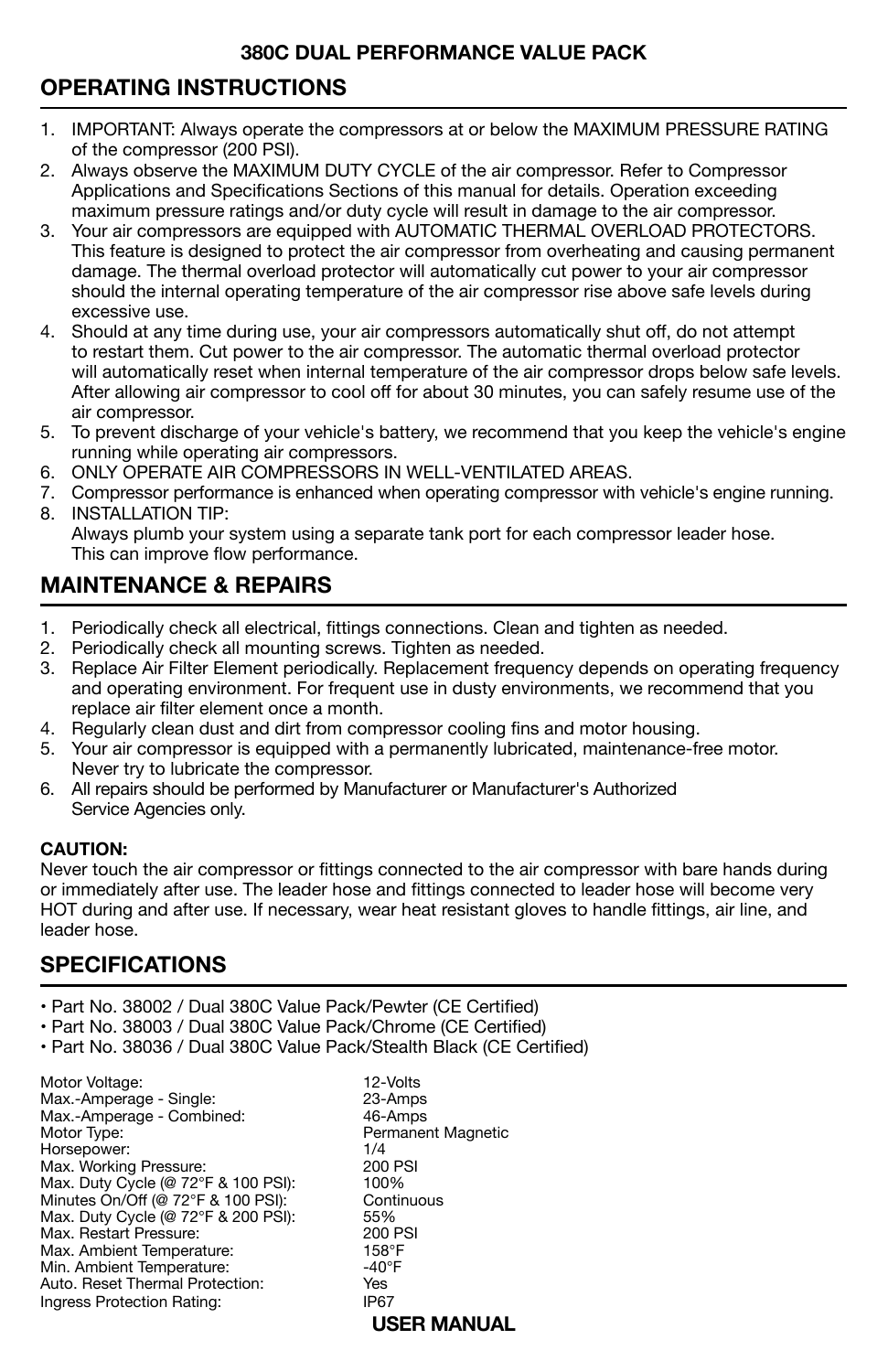**380C DUAL PERFORMANCE VALUE PACK**

## OPERATING INSTRUCTIONS

1. IMPORTANT: Always operate the compressors at or below the MAXIMUM PRESSURE RATING of the compressor (200 PSI).
2. Always observe the MAXIMUM DUTY CYCLE of the air compressor. Refer to Compressor Applications and Specifications Sections of this manual for details. Operation exceeding maximum pressure ratings and/or duty cycle will result in damage to the air compressor.
3. Your air compressors are equipped with AUTOMATIC THERMAL OVERLOAD PROTECTORS. This feature is designed to protect the air compressor from overheating and causing permanent damage. The thermal overload protector will automatically cut power to your air compressor should the internal operating temperature of the air compressor rise above safe levels during excessive use.
4. Should at any time during use, your air compressors automatically shut off, do not attempt to restart them. Cut power to the air compressor. The automatic thermal overload protector will automatically reset when internal temperature of the air compressor drops below safe levels. After allowing air compressor to cool off for about 30 minutes, you can safely resume use of the air compressor.
5. To prevent discharge of your vehicle's battery, we recommend that you keep the vehicle's engine running while operating air compressors.
6. ONLY OPERATE AIR COMPRESSORS IN WELL-VENTILATED AREAS.
7. Compressor performance is enhanced when operating compressor with vehicle's engine running.
8. INSTALLATION TIP:
   Always plumb your system using a separate tank port for each compressor leader hose. This can improve flow performance.

## MAINTENANCE & REPAIRS

1. Periodically check all electrical, fittings connections. Clean and tighten as needed.
2. Periodically check all mounting screws. Tighten as needed.
3. Replace Air Filter Element periodically. Replacement frequency depends on operating frequency and operating environment. For frequent use in dusty environments, we recommend that you replace air filter element once a month.
4. Regularly clean dust and dirt from compressor cooling fins and motor housing.
5. Your air compressor is equipped with a permanently lubricated, maintenance-free motor. Never try to lubricate the compressor.
6. All repairs should be performed by Manufacturer or Manufacturer's Authorized Service Agencies only.

**CAUTION:**
Never touch the air compressor or fittings connected to the air compressor with bare hands during or immediately after use. The leader hose and fittings connected to leader hose will become very HOT during and after use. If necessary, wear heat resistant gloves to handle fittings, air line, and leader hose.

## SPECIFICATIONS

- Part No. 38002 / Dual 380C Value Pack/Pewter (CE Certified)
- Part No. 38003 / Dual 380C Value Pack/Chrome (CE Certified)
- Part No. 38036 / Dual 380C Value Pack/Stealth Black (CE Certified)

| | |
|---|---|
| Motor Voltage: | 12-Volts |
| Max.-Amperage - Single: | 23-Amps |
| Max.-Amperage - Combined: | 46-Amps |
| Motor Type: | Permanent Magnetic |
| Horsepower: | 1/4 |
| Max. Working Pressure: | 200 PSI |
| Max. Duty Cycle (@ 72°F & 100 PSI): | 100% |
| Minutes On/Off (@ 72°F & 100 PSI): | Continuous |
| Max. Duty Cycle (@ 72°F & 200 PSI): | 55% |
| Max. Restart Pressure: | 200 PSI |
| Max. Ambient Temperature: | 158°F |
| Min. Ambient Temperature: | -40°F |
| Auto. Reset Thermal Protection: | Yes |
| Ingress Protection Rating: | IP67 |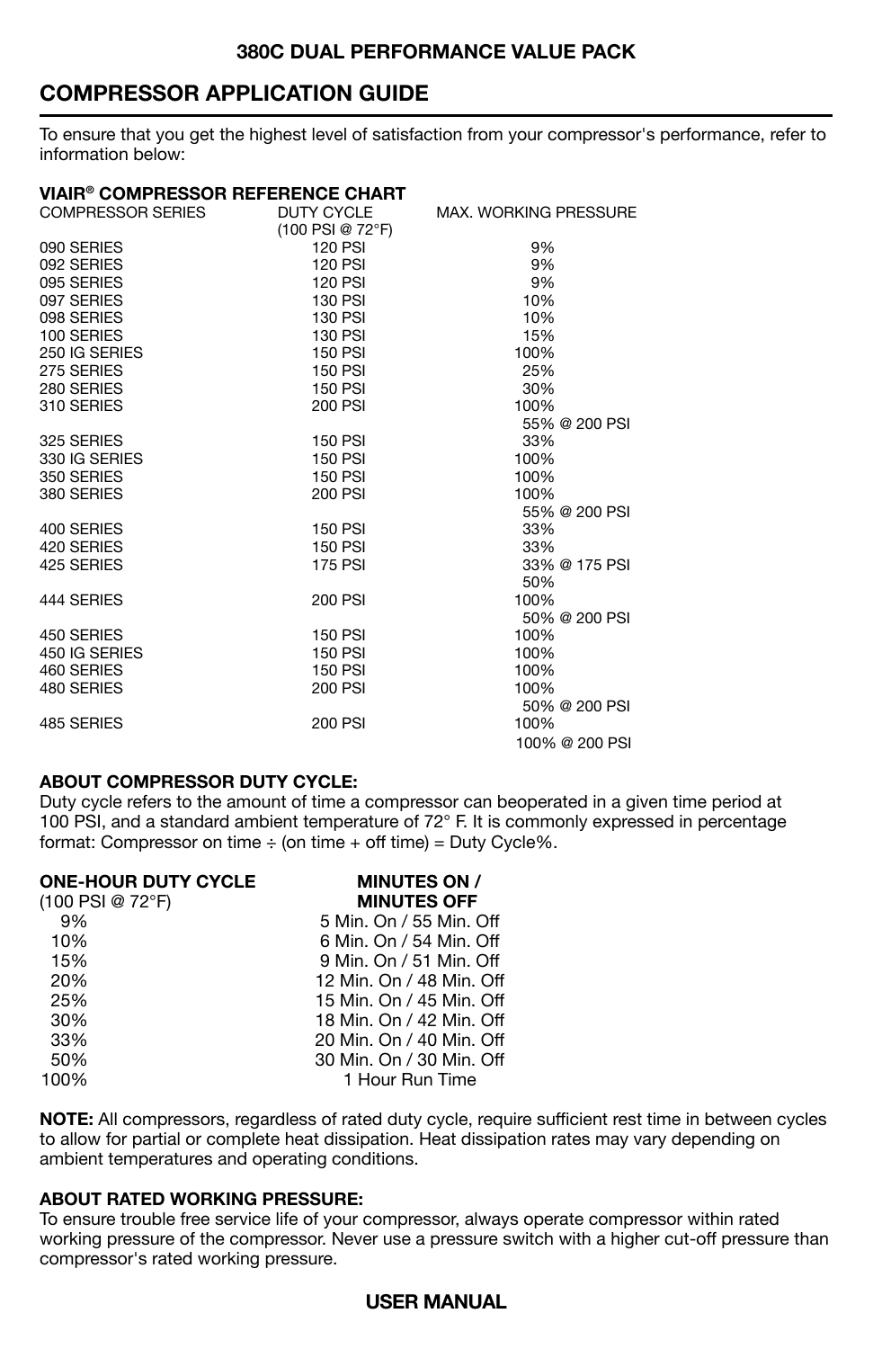**380C DUAL PERFORMANCE VALUE PACK**

## COMPRESSOR APPLICATION GUIDE

To ensure that you get the highest level of satisfaction from your compressor's performance, refer to information below:

### VIAIR® COMPRESSOR REFERENCE CHART

| COMPRESSOR SERIES | DUTY CYCLE (100 PSI @ 72°F) | MAX. WORKING PRESSURE |
|---|---|---|
| 090 SERIES | 120 PSI | 9% |
| 092 SERIES | 120 PSI | 9% |
| 095 SERIES | 120 PSI | 9% |
| 097 SERIES | 130 PSI | 10% |
| 098 SERIES | 130 PSI | 10% |
| 100 SERIES | 130 PSI | 15% |
| 250 IG SERIES | 150 PSI | 100% |
| 275 SERIES | 150 PSI | 25% |
| 280 SERIES | 150 PSI | 30% |
| 310 SERIES | 200 PSI | 100%<br>55% @ 200 PSI |
| 325 SERIES | 150 PSI | 33% |
| 330 IG SERIES | 150 PSI | 100% |
| 350 SERIES | 150 PSI | 100% |
| 380 SERIES | 200 PSI | 100%<br>55% @ 200 PSI |
| 400 SERIES | 150 PSI | 33% |
| 420 SERIES | 150 PSI | 33% |
| 425 SERIES | 175 PSI | 33% @ 175 PSI<br>50% |
| 444 SERIES | 200 PSI | 100%<br>50% @ 200 PSI |
| 450 SERIES | 150 PSI | 100% |
| 450 IG SERIES | 150 PSI | 100% |
| 460 SERIES | 150 PSI | 100% |
| 480 SERIES | 200 PSI | 100%<br>50% @ 200 PSI |
| 485 SERIES | 200 PSI | 100%<br>100% @ 200 PSI |

### ABOUT COMPRESSOR DUTY CYCLE:

Duty cycle refers to the amount of time a compressor can beoperated in a given time period at 100 PSI, and a standard ambient temperature of 72° F. It is commonly expressed in percentage format: Compressor on time ÷ (on time + off time) = Duty Cycle%.

| ONE-HOUR DUTY CYCLE (100 PSI @ 72°F) | MINUTES ON / MINUTES OFF |
|---|---|
| 9% | 5 Min. On / 55 Min. Off |
| 10% | 6 Min. On / 54 Min. Off |
| 15% | 9 Min. On / 51 Min. Off |
| 20% | 12 Min. On / 48 Min. Off |
| 25% | 15 Min. On / 45 Min. Off |
| 30% | 18 Min. On / 42 Min. Off |
| 33% | 20 Min. On / 40 Min. Off |
| 50% | 30 Min. On / 30 Min. Off |
| 100% | 1 Hour Run Time |

**NOTE:** All compressors, regardless of rated duty cycle, require sufficient rest time in between cycles to allow for partial or complete heat dissipation. Heat dissipation rates may vary depending on ambient temperatures and operating conditions.

### ABOUT RATED WORKING PRESSURE:

To ensure trouble free service life of your compressor, always operate compressor within rated working pressure of the compressor. Never use a pressure switch with a higher cut-off pressure than compressor's rated working pressure.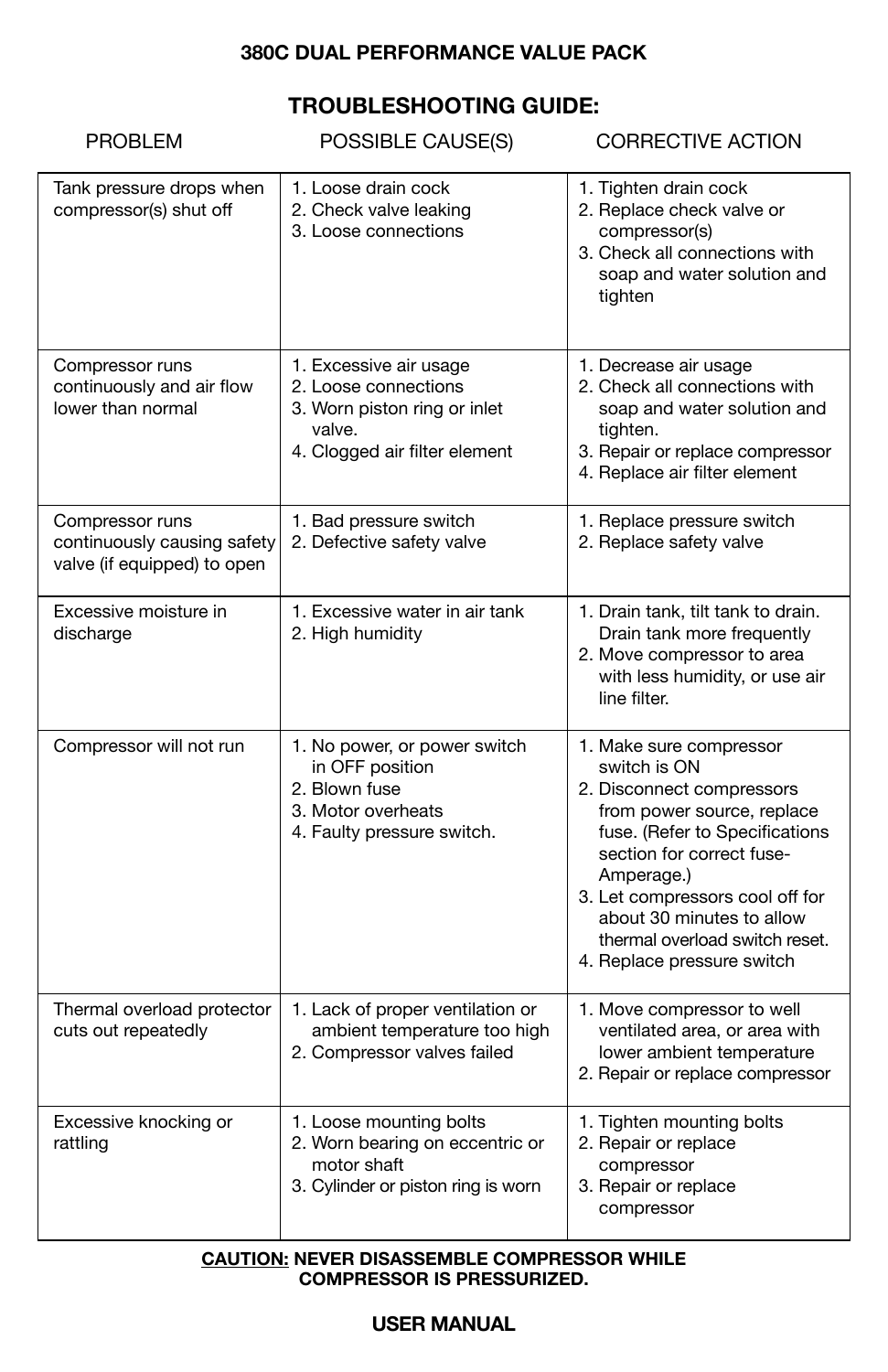## 380C DUAL PERFORMANCE VALUE PACK

# TROUBLESHOOTING GUIDE:

| PROBLEM | POSSIBLE CAUSE(S) | CORRECTIVE ACTION |
|---|---|---|
| Tank pressure drops when compressor(s) shut off | 1. Loose drain cock<br>2. Check valve leaking<br>3. Loose connections | 1. Tighten drain cock<br>2. Replace check valve or compressor(s)<br>3. Check all connections with soap and water solution and tighten |
| Compressor runs continuously and air flow lower than normal | 1. Excessive air usage<br>2. Loose connections<br>3. Worn piston ring or inlet valve.<br>4. Clogged air filter element | 1. Decrease air usage<br>2. Check all connections with soap and water solution and tighten.<br>3. Repair or replace compressor<br>4. Replace air filter element |
| Compressor runs continuously causing safety valve (if equipped) to open | 1. Bad pressure switch<br>2. Defective safety valve | 1. Replace pressure switch<br>2. Replace safety valve |
| Excessive moisture in discharge | 1. Excessive water in air tank<br>2. High humidity | 1. Drain tank, tilt tank to drain. Drain tank more frequently<br>2. Move compressor to area with less humidity, or use air line filter. |
| Compressor will not run | 1. No power, or power switch in OFF position<br>2. Blown fuse<br>3. Motor overheats<br>4. Faulty pressure switch. | 1. Make sure compressor switch is ON<br>2. Disconnect compressors from power source, replace fuse. (Refer to Specifications section for correct fuse-Amperage.)<br>3. Let compressors cool off for about 30 minutes to allow thermal overload switch reset.<br>4. Replace pressure switch |
| Thermal overload protector cuts out repeatedly | 1. Lack of proper ventilation or ambient temperature too high<br>2. Compressor valves failed | 1. Move compressor to well ventilated area, or area with lower ambient temperature<br>2. Repair or replace compressor |
| Excessive knocking or rattling | 1. Loose mounting bolts<br>2. Worn bearing on eccentric or motor shaft<br>3. Cylinder or piston ring is worn | 1. Tighten mounting bolts<br>2. Repair or replace compressor<br>3. Repair or replace compressor |

**CAUTION: NEVER DISASSEMBLE COMPRESSOR WHILE COMPRESSOR IS PRESSURIZED.**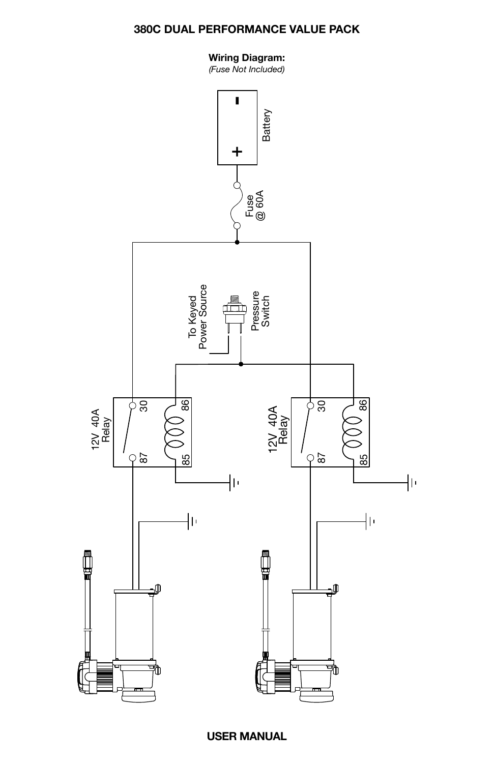# 380C DUAL PERFORMANCE VALUE PACK

**Wiring Diagram:**
*(Fuse Not Included)*

Battery

Fuse @ 60A

To Keyed Power Source

Pressure Switch

12V 40A Relay

30 86 87 85

12V 40A Relay

30 86 87 85

**USER MANUAL**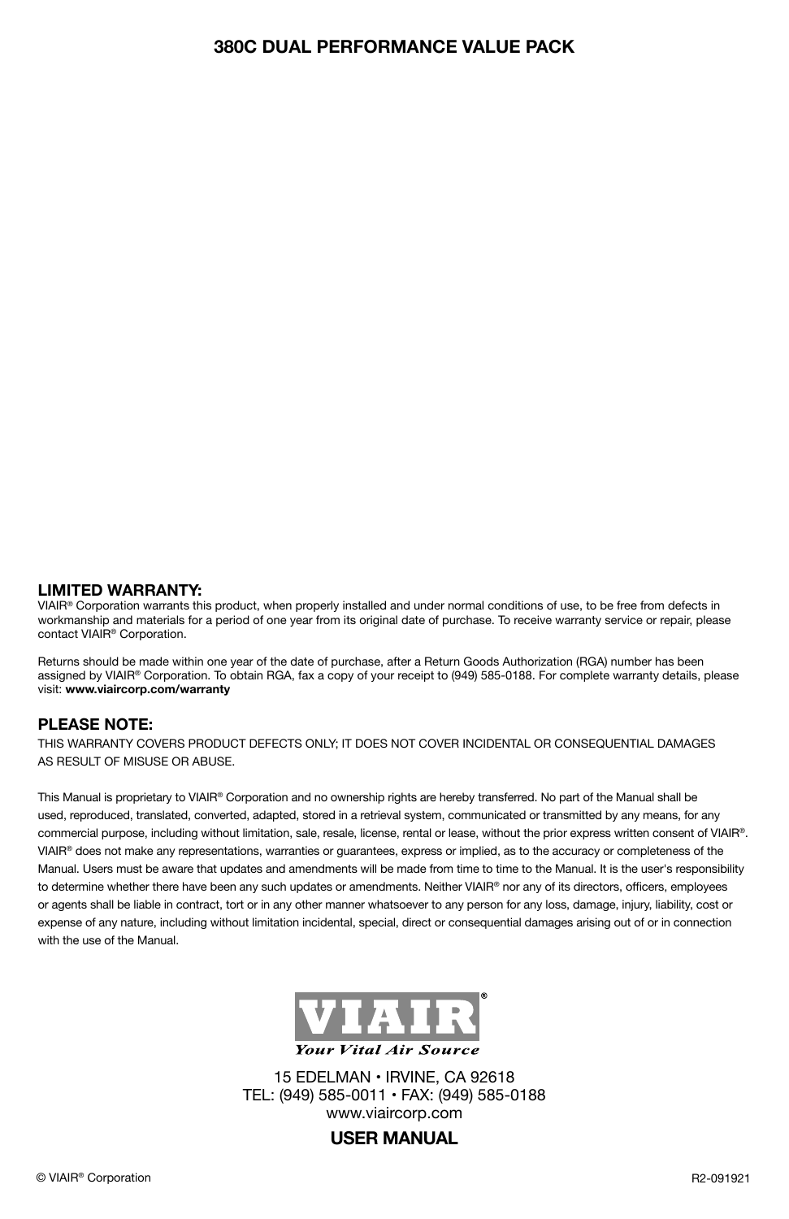# 380C DUAL PERFORMANCE VALUE PACK

### LIMITED WARRANTY:

VIAIR® Corporation warrants this product, when properly installed and under normal conditions of use, to be free from defects in workmanship and materials for a period of one year from its original date of purchase. To receive warranty service or repair, please contact VIAIR® Corporation.

Returns should be made within one year of the date of purchase, after a Return Goods Authorization (RGA) number has been assigned by VIAIR® Corporation. To obtain RGA, fax a copy of your receipt to (949) 585-0188. For complete warranty details, please visit: **www.viaircorp.com/warranty**

### PLEASE NOTE:

THIS WARRANTY COVERS PRODUCT DEFECTS ONLY; IT DOES NOT COVER INCIDENTAL OR CONSEQUENTIAL DAMAGES AS RESULT OF MISUSE OR ABUSE.

This Manual is proprietary to VIAIR® Corporation and no ownership rights are hereby transferred. No part of the Manual shall be used, reproduced, translated, converted, adapted, stored in a retrieval system, communicated or transmitted by any means, for any commercial purpose, including without limitation, sale, resale, license, rental or lease, without the prior express written consent of VIAIR®. VIAIR® does not make any representations, warranties or guarantees, express or implied, as to the accuracy or completeness of the Manual. Users must be aware that updates and amendments will be made from time to time to the Manual. It is the user's responsibility to determine whether there have been any such updates or amendments. Neither VIAIR® nor any of its directors, officers, employees or agents shall be liable in contract, tort or in any other manner whatsoever to any person for any loss, damage, injury, liability, cost or expense of any nature, including without limitation incidental, special, direct or consequential damages arising out of or in connection with the use of the Manual.

VIAIR®
*Your Vital Air Source*

15 EDELMAN • IRVINE, CA 92618
TEL: (949) 585-0011 • FAX: (949) 585-0188
www.viaircorp.com

## USER MANUAL

© VIAIR® Corporation R2-091921